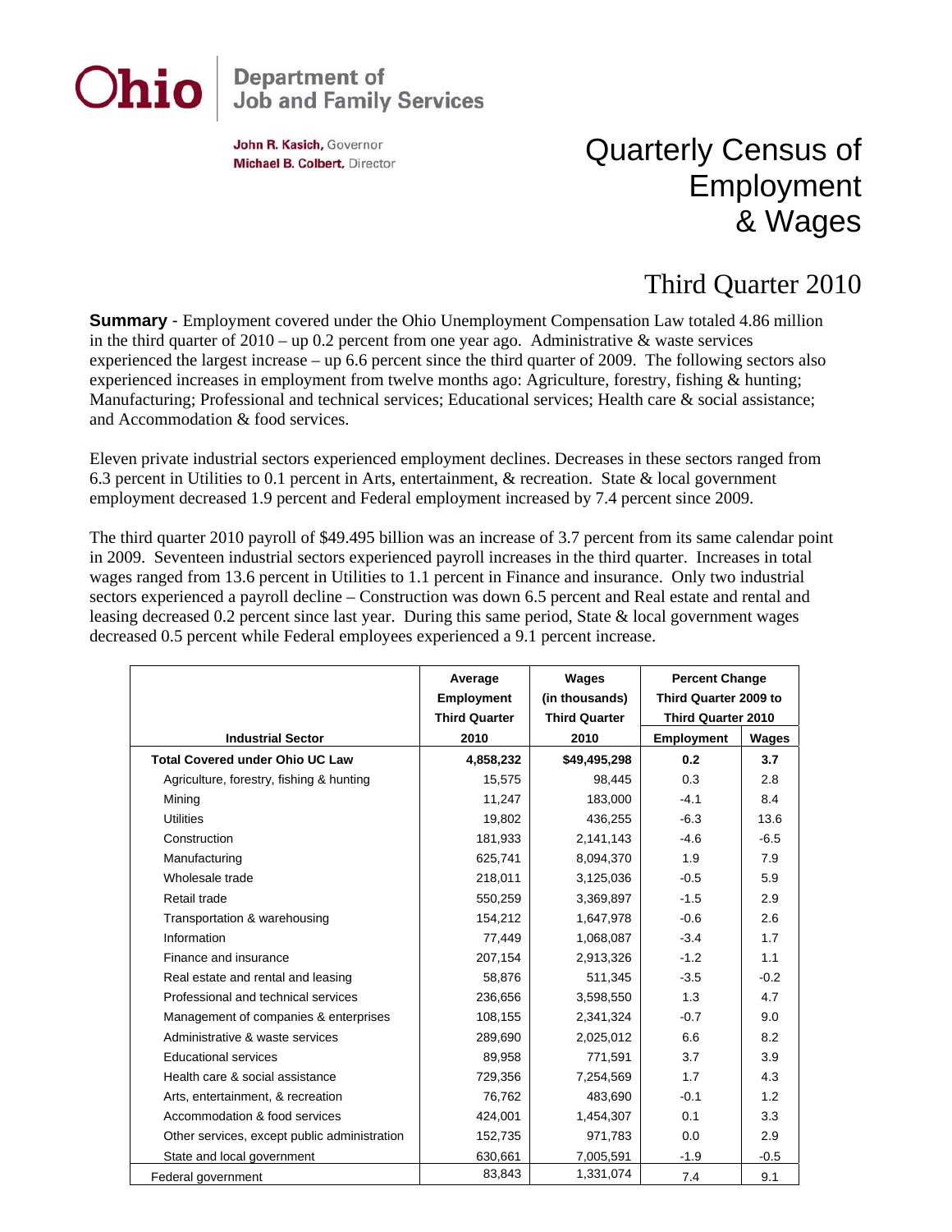# Ohio Department of Job and Family Services

**John R. Kasich**, Governor
**Michael B. Colbert**, Director

# Quarterly Census of Employment & Wages

## Third Quarter 2010

**Summary** - Employment covered under the Ohio Unemployment Compensation Law totaled 4.86 million in the third quarter of 2010 – up 0.2 percent from one year ago. Administrative & waste services experienced the largest increase – up 6.6 percent since the third quarter of 2009. The following sectors also experienced increases in employment from twelve months ago: Agriculture, forestry, fishing & hunting; Manufacturing; Professional and technical services; Educational services; Health care & social assistance; and Accommodation & food services.

Eleven private industrial sectors experienced employment declines. Decreases in these sectors ranged from 6.3 percent in Utilities to 0.1 percent in Arts, entertainment, & recreation. State & local government employment decreased 1.9 percent and Federal employment increased by 7.4 percent since 2009.

The third quarter 2010 payroll of $49.495 billion was an increase of 3.7 percent from its same calendar point in 2009. Seventeen industrial sectors experienced payroll increases in the third quarter. Increases in total wages ranged from 13.6 percent in Utilities to 1.1 percent in Finance and insurance. Only two industrial sectors experienced a payroll decline – Construction was down 6.5 percent and Real estate and rental and leasing decreased 0.2 percent since last year. During this same period, State & local government wages decreased 0.5 percent while Federal employees experienced a 9.1 percent increase.

| Industrial Sector | Average Employment Third Quarter 2010 | Wages (in thousands) Third Quarter 2010 | Percent Change Third Quarter 2009 to Third Quarter 2010 | |
|---|---|---|---|---|
| | | | Employment | Wages |
| **Total Covered under Ohio UC Law** | **4,858,232** | **$49,495,298** | **0.2** | **3.7** |
| Agriculture, forestry, fishing & hunting | 15,575 | 98,445 | 0.3 | 2.8 |
| Mining | 11,247 | 183,000 | -4.1 | 8.4 |
| Utilities | 19,802 | 436,255 | -6.3 | 13.6 |
| Construction | 181,933 | 2,141,143 | -4.6 | -6.5 |
| Manufacturing | 625,741 | 8,094,370 | 1.9 | 7.9 |
| Wholesale trade | 218,011 | 3,125,036 | -0.5 | 5.9 |
| Retail trade | 550,259 | 3,369,897 | -1.5 | 2.9 |
| Transportation & warehousing | 154,212 | 1,647,978 | -0.6 | 2.6 |
| Information | 77,449 | 1,068,087 | -3.4 | 1.7 |
| Finance and insurance | 207,154 | 2,913,326 | -1.2 | 1.1 |
| Real estate and rental and leasing | 58,876 | 511,345 | -3.5 | -0.2 |
| Professional and technical services | 236,656 | 3,598,550 | 1.3 | 4.7 |
| Management of companies & enterprises | 108,155 | 2,341,324 | -0.7 | 9.0 |
| Administrative & waste services | 289,690 | 2,025,012 | 6.6 | 8.2 |
| Educational services | 89,958 | 771,591 | 3.7 | 3.9 |
| Health care & social assistance | 729,356 | 7,254,569 | 1.7 | 4.3 |
| Arts, entertainment, & recreation | 76,762 | 483,690 | -0.1 | 1.2 |
| Accommodation & food services | 424,001 | 1,454,307 | 0.1 | 3.3 |
| Other services, except public administration | 152,735 | 971,783 | 0.0 | 2.9 |
| State and local government | 630,661 | 7,005,591 | -1.9 | -0.5 |
| Federal government | 83,843 | 1,331,074 | 7.4 | 9.1 |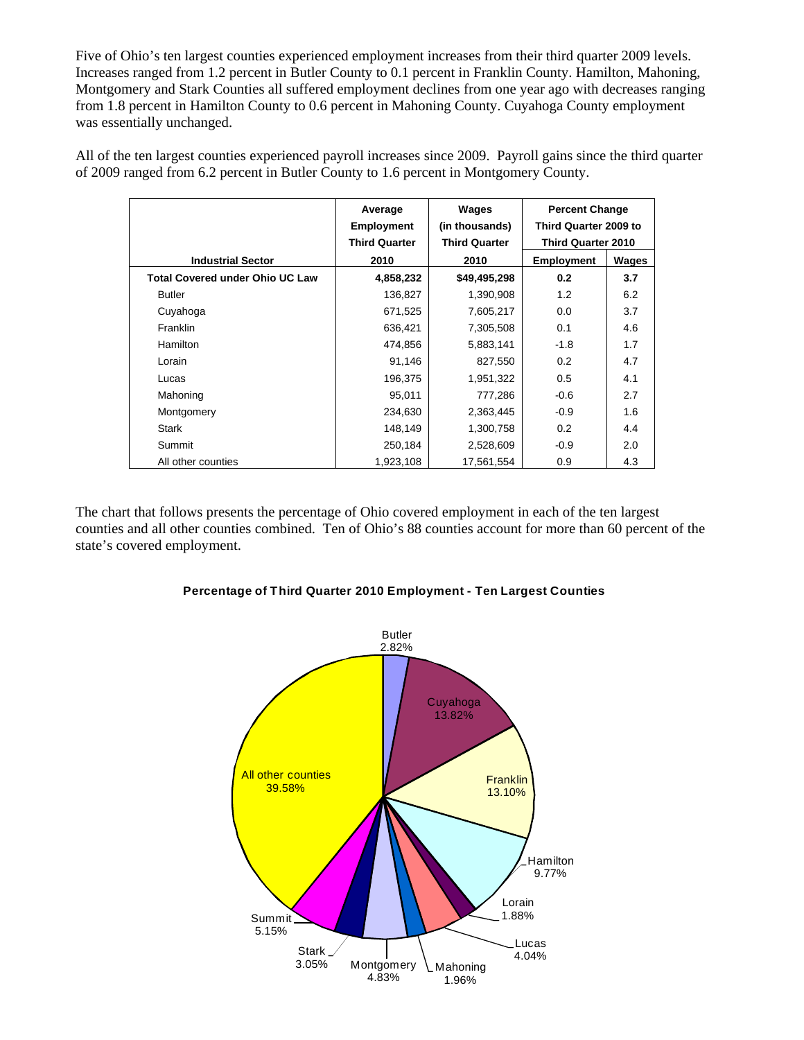Five of Ohio's ten largest counties experienced employment increases from their third quarter 2009 levels. Increases ranged from 1.2 percent in Butler County to 0.1 percent in Franklin County. Hamilton, Mahoning, Montgomery and Stark Counties all suffered employment declines from one year ago with decreases ranging from 1.8 percent in Hamilton County to 0.6 percent in Mahoning County. Cuyahoga County employment was essentially unchanged.

All of the ten largest counties experienced payroll increases since 2009. Payroll gains since the third quarter of 2009 ranged from 6.2 percent in Butler County to 1.6 percent in Montgomery County.

| Industrial Sector | Average Employment Third Quarter 2010 | Wages (in thousands) Third Quarter 2010 | Percent Change Third Quarter 2009 to Third Quarter 2010 | |
|---|---|---|---|---|
| | | | Employment | Wages |
| **Total Covered under Ohio UC Law** | **4,858,232** | **$49,495,298** | **0.2** | **3.7** |
| Butler | 136,827 | 1,390,908 | 1.2 | 6.2 |
| Cuyahoga | 671,525 | 7,605,217 | 0.0 | 3.7 |
| Franklin | 636,421 | 7,305,508 | 0.1 | 4.6 |
| Hamilton | 474,856 | 5,883,141 | -1.8 | 1.7 |
| Lorain | 91,146 | 827,550 | 0.2 | 4.7 |
| Lucas | 196,375 | 1,951,322 | 0.5 | 4.1 |
| Mahoning | 95,011 | 777,286 | -0.6 | 2.7 |
| Montgomery | 234,630 | 2,363,445 | -0.9 | 1.6 |
| Stark | 148,149 | 1,300,758 | 0.2 | 4.4 |
| Summit | 250,184 | 2,528,609 | -0.9 | 2.0 |
| All other counties | 1,923,108 | 17,561,554 | 0.9 | 4.3 |

The chart that follows presents the percentage of Ohio covered employment in each of the ten largest counties and all other counties combined. Ten of Ohio's 88 counties account for more than 60 percent of the state's covered employment.

**Percentage of Third Quarter 2010 Employment - Ten Largest Counties**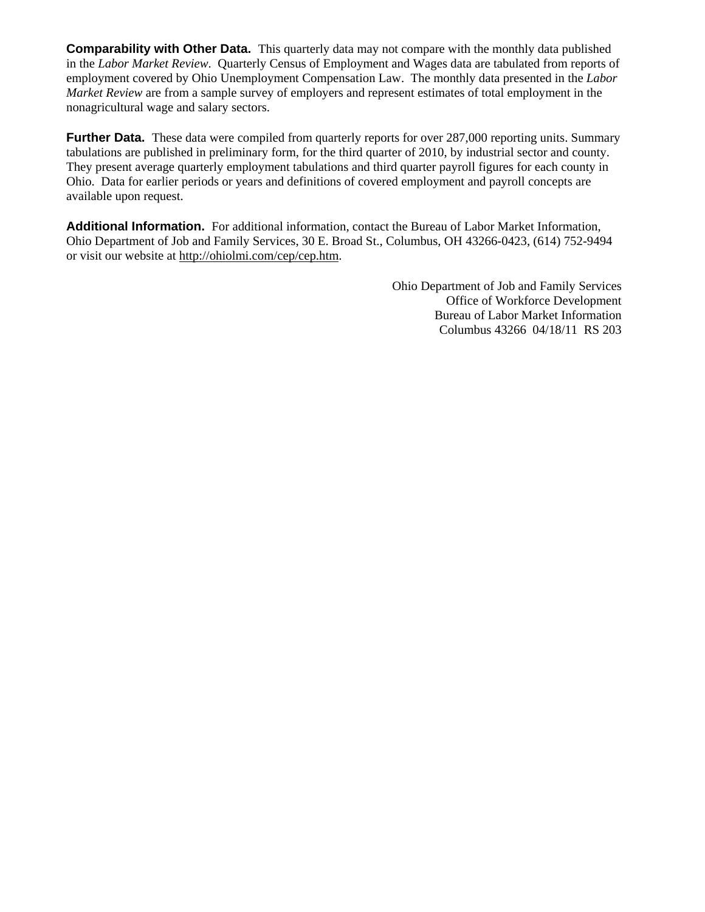**Comparability with Other Data.** This quarterly data may not compare with the monthly data published in the *Labor Market Review*. Quarterly Census of Employment and Wages data are tabulated from reports of employment covered by Ohio Unemployment Compensation Law. The monthly data presented in the *Labor Market Review* are from a sample survey of employers and represent estimates of total employment in the nonagricultural wage and salary sectors.

**Further Data.** These data were compiled from quarterly reports for over 287,000 reporting units. Summary tabulations are published in preliminary form, for the third quarter of 2010, by industrial sector and county. They present average quarterly employment tabulations and third quarter payroll figures for each county in Ohio. Data for earlier periods or years and definitions of covered employment and payroll concepts are available upon request.

**Additional Information.** For additional information, contact the Bureau of Labor Market Information, Ohio Department of Job and Family Services, 30 E. Broad St., Columbus, OH 43266-0423, (614) 752-9494 or visit our website at http://ohiolmi.com/cep/cep.htm.

Ohio Department of Job and Family Services
Office of Workforce Development
Bureau of Labor Market Information
Columbus 43266 04/18/11 RS 203